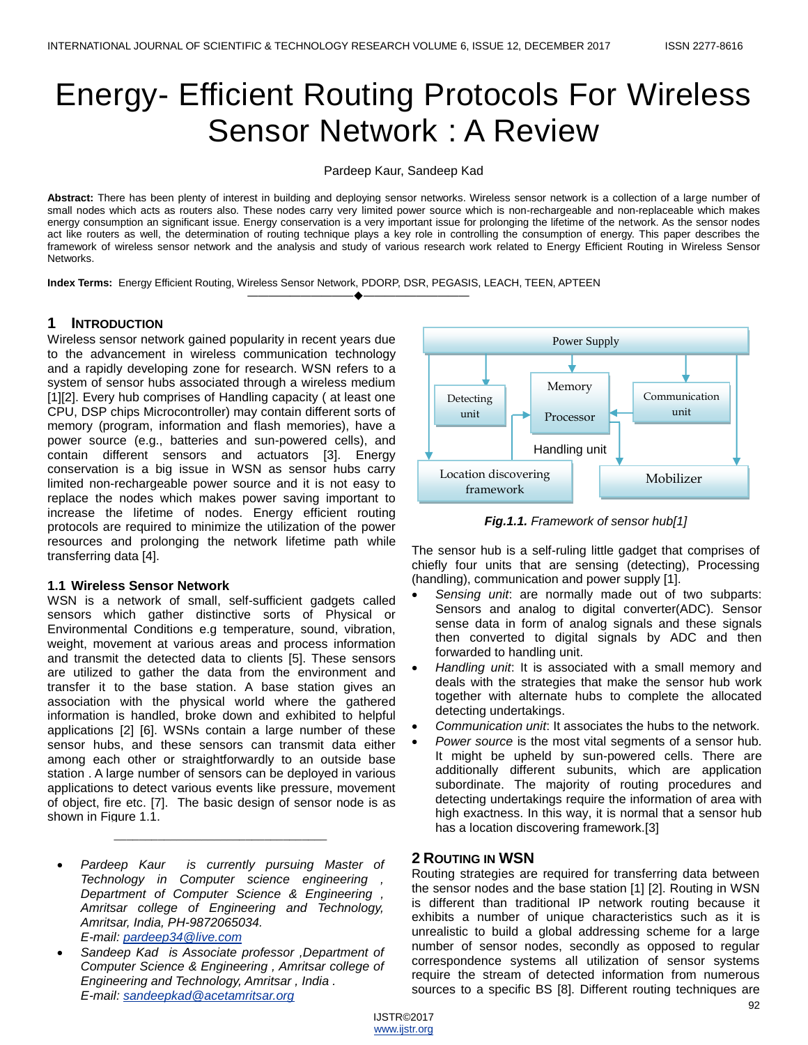# Energy- Efficient Routing Protocols For Wireless Sensor Network : A Review

Pardeep Kaur, Sandeep Kad

**Abstract:** There has been plenty of interest in building and deploying sensor networks. Wireless sensor network is a collection of a large number of small nodes which acts as routers also. These nodes carry very limited power source which is non-rechargeable and non-replaceable which makes energy consumption an significant issue. Energy conservation is a very important issue for prolonging the lifetime of the network. As the sensor nodes act like routers as well, the determination of routing technique plays a key role in controlling the consumption of energy. This paper describes the framework of wireless sensor network and the analysis and study of various research work related to Energy Efficient Routing in Wireless Sensor Networks.

**Index Terms:** Energy Efficient Routing, Wireless Sensor Network, PDORP, DSR, PEGASIS, LEACH, TEEN, APTEEN

## 1 Introduction

Wireless sensor network gained popularity in recent years due to the advancement in wireless communication technology and a rapidly developing zone for research. WSN refers to a system of sensor hubs associated through a wireless medium [1][2]. Every hub comprises of Handling capacity ( at least one CPU, DSP chips Microcontroller) may contain different sorts of memory (program, information and flash memories), have a power source (e.g., batteries and sun-powered cells), and contain different sensors and actuators [3]. Energy conservation is a big issue in WSN as sensor hubs carry limited non-rechargeable power source and it is not easy to replace the nodes which makes power saving important to increase the lifetime of nodes. Energy efficient routing protocols are required to minimize the utilization of the power resources and prolonging the network lifetime path while transferring data [4].

### 1.1 Wireless Sensor Network

WSN is a network of small, self-sufficient gadgets called sensors which gather distinctive sorts of Physical or Environmental Conditions e.g temperature, sound, vibration, weight, movement at various areas and process information and transmit the detected data to clients [5]. These sensors are utilized to gather the data from the environment and transfer it to the base station. A base station gives an association with the physical world where the gathered information is handled, broke down and exhibited to helpful applications [2] [6]. WSNs contain a large number of these sensor hubs, and these sensors can transmit data either among each other or straightforwardly to an outside base station . A large number of sensors can be deployed in various applications to detect various events like pressure, movement of object, fire etc. [7]. The basic design of sensor node is as shown in Figure 1.1.

Power Supply | Detecting unit | Memory | Processor | Communication unit | Handling unit | Location discovering framework | Mobilizer

***Fig.1.1.*** *Framework of sensor hub[1]*

The sensor hub is a self-ruling little gadget that comprises of chiefly four units that are sensing (detecting), Processing (handling), communication and power supply [1].

- *Sensing unit*: are normally made out of two subparts: Sensors and analog to digital converter(ADC). Sensor sense data in form of analog signals and these signals then converted to digital signals by ADC and then forwarded to handling unit.
- *Handling unit*: It is associated with a small memory and deals with the strategies that make the sensor hub work together with alternate hubs to complete the allocated detecting undertakings.
- *Communication unit*: It associates the hubs to the network.
- *Power source* is the most vital segments of a sensor hub. It might be upheld by sun-powered cells. There are additionally different subunits, which are application subordinate. The majority of routing procedures and detecting undertakings require the information of area with high exactness. In this way, it is normal that a sensor hub has a location discovering framework.[3]

## 2 Routing in WSN

Routing strategies are required for transferring data between the sensor nodes and the base station [1] [2]. Routing in WSN is different than traditional IP network routing because it exhibits a number of unique characteristics such as it is unrealistic to build a global addressing scheme for a large number of sensor nodes, secondly as opposed to regular correspondence systems all utilization of sensor systems require the stream of detected information from numerous sources to a specific BS [8]. Different routing techniques are

---

- *Pardeep Kaur is currently pursuing Master of Technology in Computer science engineering , Department of Computer Science & Engineering , Amritsar college of Engineering and Technology, Amritsar, India, PH-9872065034.*
  *E-mail: pardeep34@live.com*
- *Sandeep Kad is Associate professor ,Department of Computer Science & Engineering , Amritsar college of Engineering and Technology, Amritsar , India .*
  *E-mail: sandeepkad@acetamritsar.org*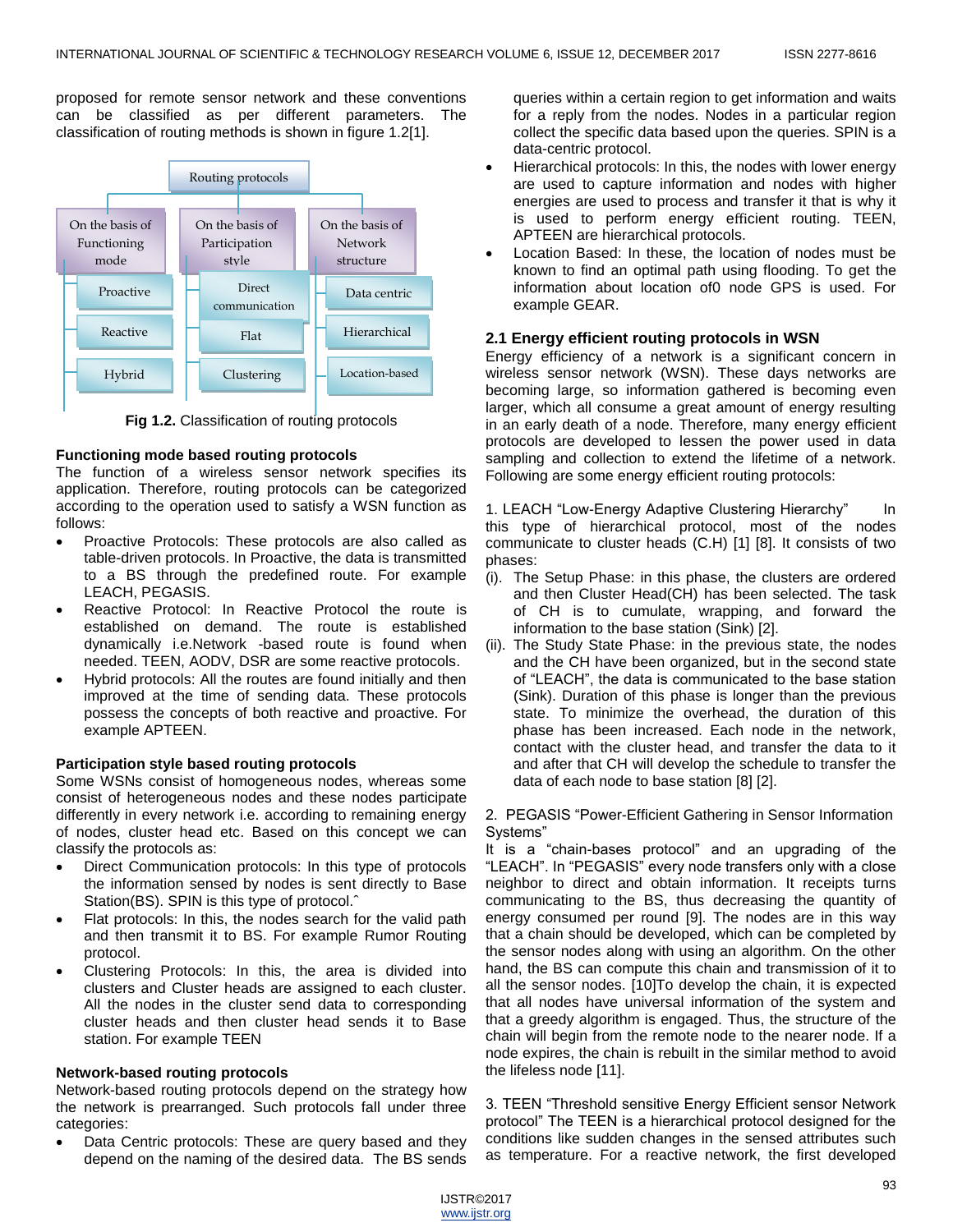proposed for remote sensor network and these conventions can be classified as per different parameters. The classification of routing methods is shown in figure 1.2[1].

| Routing protocols | | |
|---|---|---|
| On the basis of Functioning mode | On the basis of Participation style | On the basis of Network structure |
| Proactive | Direct communication | Data centric |
| Reactive | Flat | Hierarchical |
| Hybrid | Clustering | Location-based |

**Fig 1.2.** Classification of routing protocols

### Functioning mode based routing protocols

The function of a wireless sensor network specifies its application. Therefore, routing protocols can be categorized according to the operation used to satisfy a WSN function as follows:

- Proactive Protocols: These protocols are also called as table-driven protocols. In Proactive, the data is transmitted to a BS through the predefined route. For example LEACH, PEGASIS.
- Reactive Protocol: In Reactive Protocol the route is established on demand. The route is established dynamically i.e.Network -based route is found when needed. TEEN, AODV, DSR are some reactive protocols.
- Hybrid protocols: All the routes are found initially and then improved at the time of sending data. These protocols possess the concepts of both reactive and proactive. For example APTEEN.

### Participation style based routing protocols

Some WSNs consist of homogeneous nodes, whereas some consist of heterogeneous nodes and these nodes participate differently in every network i.e. according to remaining energy of nodes, cluster head etc. Based on this concept we can classify the protocols as:

- Direct Communication protocols: In this type of protocols the information sensed by nodes is sent directly to Base Station(BS). SPIN is this type of protocol.ˆ
- Flat protocols: In this, the nodes search for the valid path and then transmit it to BS. For example Rumor Routing protocol.
- Clustering Protocols: In this, the area is divided into clusters and Cluster heads are assigned to each cluster. All the nodes in the cluster send data to corresponding cluster heads and then cluster head sends it to Base station. For example TEEN

### Network-based routing protocols

Network-based routing protocols depend on the strategy how the network is prearranged. Such protocols fall under three categories:

- Data Centric protocols: These are query based and they depend on the naming of the desired data. The BS sends queries within a certain region to get information and waits for a reply from the nodes. Nodes in a particular region collect the specific data based upon the queries. SPIN is a data-centric protocol.
- Hierarchical protocols: In this, the nodes with lower energy are used to capture information and nodes with higher energies are used to process and transfer it that is why it is used to perform energy efficient routing. TEEN, APTEEN are hierarchical protocols.
- Location Based: In these, the location of nodes must be known to find an optimal path using flooding. To get the information about location of0 node GPS is used. For example GEAR.

## 2.1 Energy efficient routing protocols in WSN

Energy efficiency of a network is a significant concern in wireless sensor network (WSN). These days networks are becoming large, so information gathered is becoming even larger, which all consume a great amount of energy resulting in an early death of a node. Therefore, many energy efficient protocols are developed to lessen the power used in data sampling and collection to extend the lifetime of a network. Following are some energy efficient routing protocols:

1. LEACH “Low-Energy Adaptive Clustering Hierarchy” In this type of hierarchical protocol, most of the nodes communicate to cluster heads (C.H) [1] [8]. It consists of two phases:

(i). The Setup Phase: in this phase, the clusters are ordered and then Cluster Head(CH) has been selected. The task of CH is to cumulate, wrapping, and forward the information to the base station (Sink) [2].

(ii). The Study State Phase: in the previous state, the nodes and the CH have been organized, but in the second state of “LEACH”, the data is communicated to the base station (Sink). Duration of this phase is longer than the previous state. To minimize the overhead, the duration of this phase has been increased. Each node in the network, contact with the cluster head, and transfer the data to it and after that CH will develop the schedule to transfer the data of each node to base station [8] [2].

2. PEGASIS “Power-Efficient Gathering in Sensor Information Systems”

It is a “chain-bases protocol” and an upgrading of the “LEACH”. In “PEGASIS” every node transfers only with a close neighbor to direct and obtain information. It receipts turns communicating to the BS, thus decreasing the quantity of energy consumed per round [9]. The nodes are in this way that a chain should be developed, which can be completed by the sensor nodes along with using an algorithm. On the other hand, the BS can compute this chain and transmission of it to all the sensor nodes. [10]To develop the chain, it is expected that all nodes have universal information of the system and that a greedy algorithm is engaged. Thus, the structure of the chain will begin from the remote node to the nearer node. If a node expires, the chain is rebuilt in the similar method to avoid the lifeless node [11].

3. TEEN “Threshold sensitive Energy Efficient sensor Network protocol” The TEEN is a hierarchical protocol designed for the conditions like sudden changes in the sensed attributes such as temperature. For a reactive network, the first developed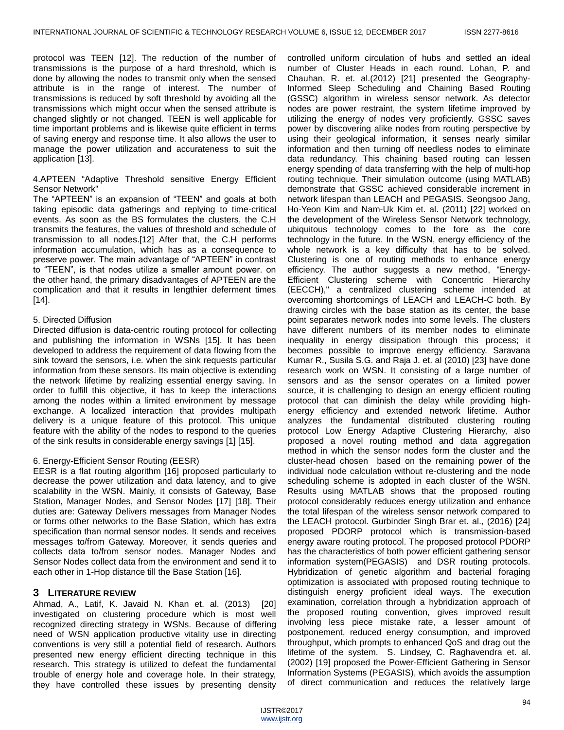protocol was TEEN [12]. The reduction of the number of transmissions is the purpose of a hard threshold, which is done by allowing the nodes to transmit only when the sensed attribute is in the range of interest. The number of transmissions is reduced by soft threshold by avoiding all the transmissions which might occur when the sensed attribute is changed slightly or not changed. TEEN is well applicable for time important problems and is likewise quite efficient in terms of saving energy and response time. It also allows the user to manage the power utilization and accurateness to suit the application [13].

4.APTEEN “Adaptive Threshold sensitive Energy Efficient Sensor Network"

The “APTEEN” is an expansion of “TEEN” and goals at both taking episodic data gatherings and replying to time-critical events. As soon as the BS formulates the clusters, the C.H transmits the features, the values of threshold and schedule of transmission to all nodes.[12] After that, the C.H performs information accumulation, which has as a consequence to preserve power. The main advantage of “APTEEN” in contrast to “TEEN”, is that nodes utilize a smaller amount power. on the other hand, the primary disadvantages of APTEEN are the complication and that it results in lengthier deferment times [14].

5. Directed Diffusion

Directed diffusion is data-centric routing protocol for collecting and publishing the information in WSNs [15]. It has been developed to address the requirement of data flowing from the sink toward the sensors, i.e. when the sink requests particular information from these sensors. Its main objective is extending the network lifetime by realizing essential energy saving. In order to fulfill this objective, it has to keep the interactions among the nodes within a limited environment by message exchange. A localized interaction that provides multipath delivery is a unique feature of this protocol. This unique feature with the ability of the nodes to respond to the queries of the sink results in considerable energy savings [1] [15].

6. Energy-Efficient Sensor Routing (EESR)

EESR is a flat routing algorithm [16] proposed particularly to decrease the power utilization and data latency, and to give scalability in the WSN. Mainly, it consists of Gateway, Base Station, Manager Nodes, and Sensor Nodes [17] [18]. Their duties are: Gateway Delivers messages from Manager Nodes or forms other networks to the Base Station, which has extra specification than normal sensor nodes. It sends and receives messages to/from Gateway. Moreover, it sends queries and collects data to/from sensor nodes. Manager Nodes and Sensor Nodes collect data from the environment and send it to each other in 1-Hop distance till the Base Station [16].

## 3 LITERATURE REVIEW

Ahmad, A., Latif, K. Javaid N. Khan et. al. (2013) [20] investigated on clustering procedure which is most well recognized directing strategy in WSNs. Because of differing need of WSN application productive vitality use in directing conventions is very still a potential field of research. Authors presented new energy efficient directing technique in this research. This strategy is utilized to defeat the fundamental trouble of energy hole and coverage hole. In their strategy, they have controlled these issues by presenting density controlled uniform circulation of hubs and settled an ideal number of Cluster Heads in each round. Lohan, P. and Chauhan, R. et. al.(2012) [21] presented the Geography-Informed Sleep Scheduling and Chaining Based Routing (GSSC) algorithm in wireless sensor network. As detector nodes are power restraint, the system lifetime improved by utilizing the energy of nodes very proficiently. GSSC saves power by discovering alike nodes from routing perspective by using their geological information, it senses nearly similar information and then turning off needless nodes to eliminate data redundancy. This chaining based routing can lessen energy spending of data transferring with the help of multi-hop routing technique. Their simulation outcome (using MATLAB) demonstrate that GSSC achieved considerable increment in network lifespan than LEACH and PEGASIS. Seongsoo Jang, Ho-Yeon Kim and Nam-Uk Kim et. al. (2011) [22] worked on the development of the Wireless Sensor Network technology, ubiquitous technology comes to the fore as the core technology in the future. In the WSN, energy efficiency of the whole network is a key difficulty that has to be solved. Clustering is one of routing methods to enhance energy efficiency. The author suggests a new method, "Energy-Efficient Clustering scheme with Concentric Hierarchy (EECCH)," a centralized clustering scheme intended at overcoming shortcomings of LEACH and LEACH-C both. By drawing circles with the base station as its center, the base point separates network nodes into some levels. The clusters have different numbers of its member nodes to eliminate inequality in energy dissipation through this process; it becomes possible to improve energy efficiency. Saravana Kumar R., Susila S.G. and Raja J. et. al (2010) [23] have done research work on WSN. It consisting of a large number of sensors and as the sensor operates on a limited power source, it is challenging to design an energy efficient routing protocol that can diminish the delay while providing high-energy efficiency and extended network lifetime. Author analyzes the fundamental distributed clustering routing protocol Low Energy Adaptive Clustering Hierarchy, also proposed a novel routing method and data aggregation method in which the sensor nodes form the cluster and the cluster-head chosen based on the remaining power of the individual node calculation without re-clustering and the node scheduling scheme is adopted in each cluster of the WSN. Results using MATLAB shows that the proposed routing protocol considerably reduces energy utilization and enhance the total lifespan of the wireless sensor network compared to the LEACH protocol. Gurbinder Singh Brar et. al., (2016) [24] proposed PDORP protocol which is transmission-based energy aware routing protocol. The proposed protocol PDORP has the characteristics of both power efficient gathering sensor information system(PEGASIS) and DSR routing protocols. Hybridization of genetic algorithm and bacterial foraging optimization is associated with proposed routing technique to distinguish energy proficient ideal ways. The execution examination, correlation through a hybridization approach of the proposed routing convention, gives improved result involving less piece mistake rate, a lesser amount of postponement, reduced energy consumption, and improved throughput, which prompts to enhanced QoS and drag out the lifetime of the system. S. Lindsey, C. Raghavendra et. al. (2002) [19] proposed the Power-Efficient Gathering in Sensor Information Systems (PEGASIS), which avoids the assumption of direct communication and reduces the relatively large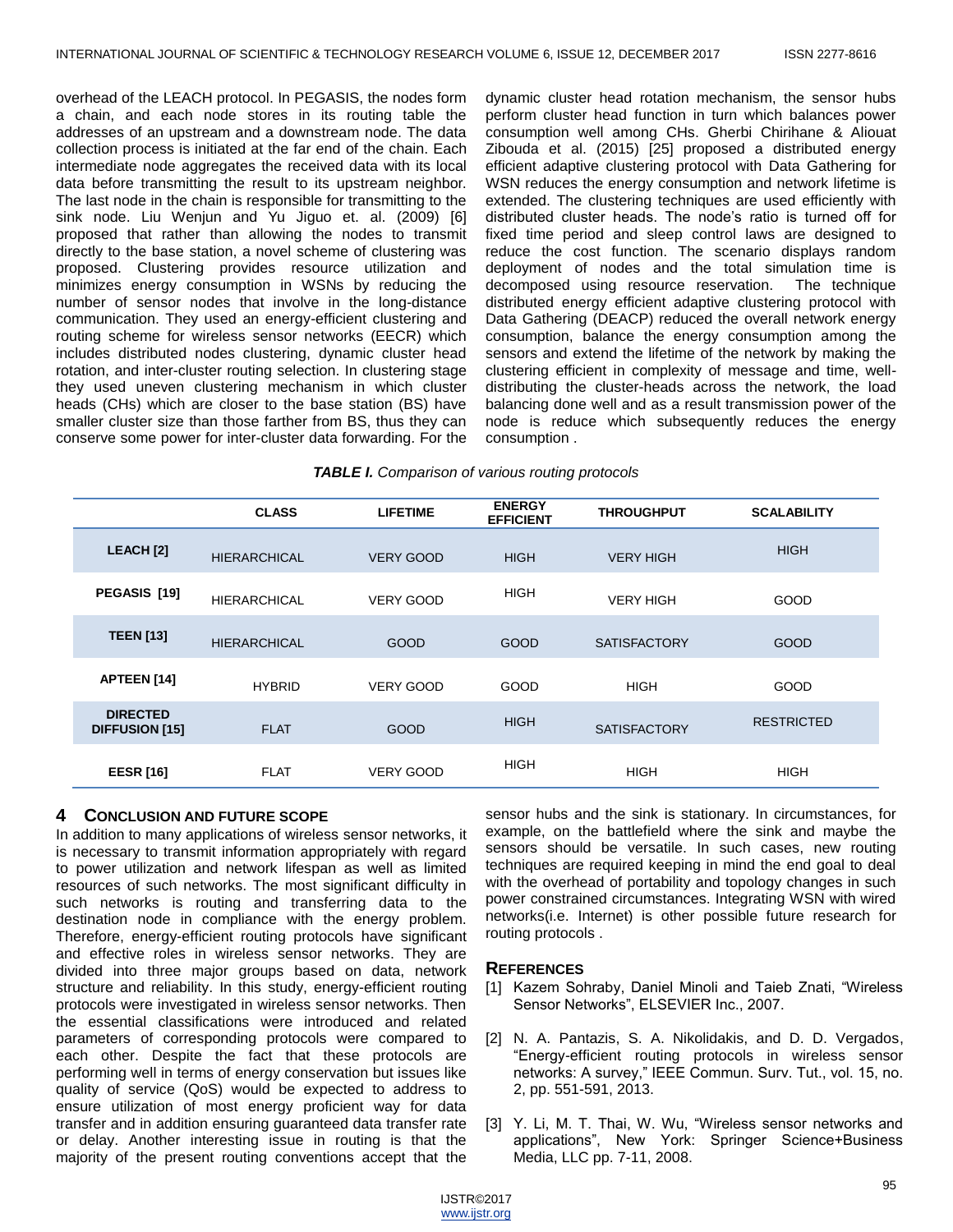overhead of the LEACH protocol. In PEGASIS, the nodes form a chain, and each node stores in its routing table the addresses of an upstream and a downstream node. The data collection process is initiated at the far end of the chain. Each intermediate node aggregates the received data with its local data before transmitting the result to its upstream neighbor. The last node in the chain is responsible for transmitting to the sink node. Liu Wenjun and Yu Jiguo et. al. (2009) [6] proposed that rather than allowing the nodes to transmit directly to the base station, a novel scheme of clustering was proposed. Clustering provides resource utilization and minimizes energy consumption in WSNs by reducing the number of sensor nodes that involve in the long-distance communication. They used an energy-efficient clustering and routing scheme for wireless sensor networks (EECR) which includes distributed nodes clustering, dynamic cluster head rotation, and inter-cluster routing selection. In clustering stage they used uneven clustering mechanism in which cluster heads (CHs) which are closer to the base station (BS) have smaller cluster size than those farther from BS, thus they can conserve some power for inter-cluster data forwarding. For the dynamic cluster head rotation mechanism, the sensor hubs perform cluster head function in turn which balances power consumption well among CHs. Gherbi Chirihane & Aliouat Zibouda et al. (2015) [25] proposed a distributed energy efficient adaptive clustering protocol with Data Gathering for WSN reduces the energy consumption and network lifetime is extended. The clustering techniques are used efficiently with distributed cluster heads. The node's ratio is turned off for fixed time period and sleep control laws are designed to reduce the cost function. The scenario displays random deployment of nodes and the total simulation time is decomposed using resource reservation. The technique distributed energy efficient adaptive clustering protocol with Data Gathering (DEACP) reduced the overall network energy consumption, balance the energy consumption among the sensors and extend the lifetime of the network by making the clustering efficient in complexity of message and time, well-distributing the cluster-heads across the network, the load balancing done well and as a result transmission power of the node is reduce which subsequently reduces the energy consumption .

***TABLE I.*** *Comparison of various routing protocols*

| | CLASS | LIFETIME | ENERGY EFFICIENT | THROUGHPUT | SCALABILITY |
|---|---|---|---|---|---|
| **LEACH [2]** | HIERARCHICAL | VERY GOOD | HIGH | VERY HIGH | HIGH |
| **PEGASIS [19]** | HIERARCHICAL | VERY GOOD | HIGH | VERY HIGH | GOOD |
| **TEEN [13]** | HIERARCHICAL | GOOD | GOOD | SATISFACTORY | GOOD |
| **APTEEN [14]** | HYBRID | VERY GOOD | GOOD | HIGH | GOOD |
| **DIRECTED DIFFUSION [15]** | FLAT | GOOD | HIGH | SATISFACTORY | RESTRICTED |
| **EESR [16]** | FLAT | VERY GOOD | HIGH | HIGH | HIGH |

## 4 CONCLUSION AND FUTURE SCOPE

In addition to many applications of wireless sensor networks, it is necessary to transmit information appropriately with regard to power utilization and network lifespan as well as limited resources of such networks. The most significant difficulty in such networks is routing and transferring data to the destination node in compliance with the energy problem. Therefore, energy-efficient routing protocols have significant and effective roles in wireless sensor networks. They are divided into three major groups based on data, network structure and reliability. In this study, energy-efficient routing protocols were investigated in wireless sensor networks. Then the essential classifications were introduced and related parameters of corresponding protocols were compared to each other. Despite the fact that these protocols are performing well in terms of energy conservation but issues like quality of service (QoS) would be expected to address to ensure utilization of most energy proficient way for data transfer and in addition ensuring guaranteed data transfer rate or delay. Another interesting issue in routing is that the majority of the present routing conventions accept that the sensor hubs and the sink is stationary. In circumstances, for example, on the battlefield where the sink and maybe the sensors should be versatile. In such cases, new routing techniques are required keeping in mind the end goal to deal with the overhead of portability and topology changes in such power constrained circumstances. Integrating WSN with wired networks(i.e. Internet) is other possible future research for routing protocols .

## REFERENCES

[1] Kazem Sohraby, Daniel Minoli and Taieb Znati, "Wireless Sensor Networks", ELSEVIER Inc., 2007.

[2] N. A. Pantazis, S. A. Nikolidakis, and D. D. Vergados, "Energy-efficient routing protocols in wireless sensor networks: A survey," IEEE Commun. Surv. Tut., vol. 15, no. 2, pp. 551-591, 2013.

[3] Y. Li, M. T. Thai, W. Wu, "Wireless sensor networks and applications", New York: Springer Science+Business Media, LLC pp. 7-11, 2008.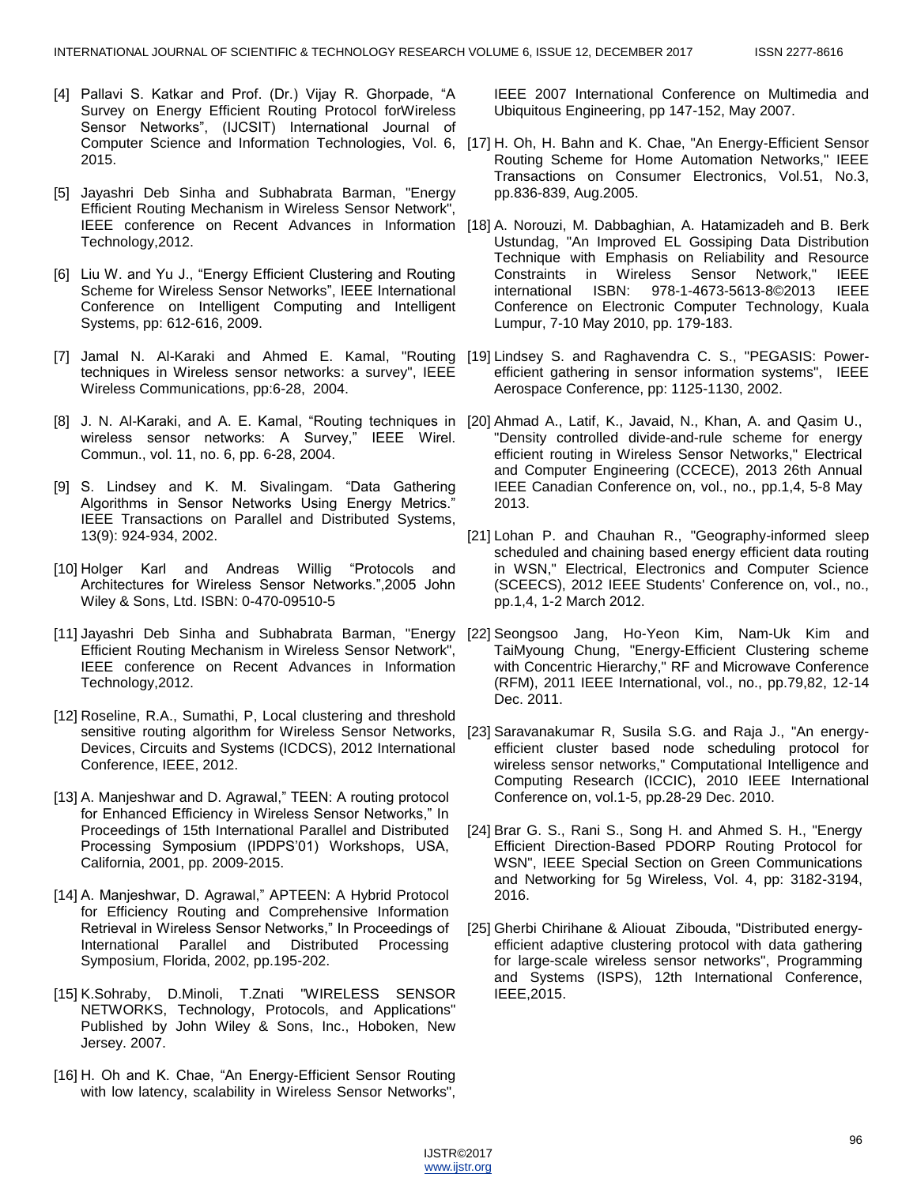[4] Pallavi S. Katkar and Prof. (Dr.) Vijay R. Ghorpade, "A Survey on Energy Efficient Routing Protocol forWireless Sensor Networks", (IJCSIT) International Journal of Computer Science and Information Technologies, Vol. 6, 2015.

[5] Jayashri Deb Sinha and Subhabrata Barman, "Energy Efficient Routing Mechanism in Wireless Sensor Network", IEEE conference on Recent Advances in Information Technology,2012.

[6] Liu W. and Yu J., "Energy Efficient Clustering and Routing Scheme for Wireless Sensor Networks", IEEE International Conference on Intelligent Computing and Intelligent Systems, pp: 612-616, 2009.

[7] Jamal N. Al-Karaki and Ahmed E. Kamal, "Routing techniques in Wireless sensor networks: a survey", IEEE Wireless Communications, pp:6-28, 2004.

[8] J. N. Al-Karaki, and A. E. Kamal, "Routing techniques in wireless sensor networks: A Survey," IEEE Wirel. Commun., vol. 11, no. 6, pp. 6-28, 2004.

[9] S. Lindsey and K. M. Sivalingam. "Data Gathering Algorithms in Sensor Networks Using Energy Metrics." IEEE Transactions on Parallel and Distributed Systems, 13(9): 924-934, 2002.

[10] Holger Karl and Andreas Willig "Protocols and Architectures for Wireless Sensor Networks.",2005 John Wiley & Sons, Ltd. ISBN: 0-470-09510-5

[11] Jayashri Deb Sinha and Subhabrata Barman, "Energy Efficient Routing Mechanism in Wireless Sensor Network", IEEE conference on Recent Advances in Information Technology,2012.

[12] Roseline, R.A., Sumathi, P, Local clustering and threshold sensitive routing algorithm for Wireless Sensor Networks, Devices, Circuits and Systems (ICDCS), 2012 International Conference, IEEE, 2012.

[13] A. Manjeshwar and D. Agrawal," TEEN: A routing protocol for Enhanced Efficiency in Wireless Sensor Networks," In Proceedings of 15th International Parallel and Distributed Processing Symposium (IPDPS'01) Workshops, USA, California, 2001, pp. 2009-2015.

[14] A. Manjeshwar, D. Agrawal," APTEEN: A Hybrid Protocol for Efficiency Routing and Comprehensive Information Retrieval in Wireless Sensor Networks," In Proceedings of International Parallel and Distributed Processing Symposium, Florida, 2002, pp.195-202.

[15] K.Sohraby, D.Minoli, T.Znati "WIRELESS SENSOR NETWORKS, Technology, Protocols, and Applications" Published by John Wiley & Sons, Inc., Hoboken, New Jersey. 2007.

[16] H. Oh and K. Chae, "An Energy-Efficient Sensor Routing with low latency, scalability in Wireless Sensor Networks", IEEE 2007 International Conference on Multimedia and Ubiquitous Engineering, pp 147-152, May 2007.

[17] H. Oh, H. Bahn and K. Chae, "An Energy-Efficient Sensor Routing Scheme for Home Automation Networks," IEEE Transactions on Consumer Electronics, Vol.51, No.3, pp.836-839, Aug.2005.

[18] A. Norouzi, M. Dabbaghian, A. Hatamizadeh and B. Berk Ustundag, "An Improved EL Gossiping Data Distribution Technique with Emphasis on Reliability and Resource Constraints in Wireless Sensor Network," IEEE international ISBN: 978-1-4673-5613-8©2013 IEEE Conference on Electronic Computer Technology, Kuala Lumpur, 7-10 May 2010, pp. 179-183.

[19] Lindsey S. and Raghavendra C. S., "PEGASIS: Power-efficient gathering in sensor information systems", IEEE Aerospace Conference, pp: 1125-1130, 2002.

[20] Ahmad A., Latif, K., Javaid, N., Khan, A. and Qasim U., "Density controlled divide-and-rule scheme for energy efficient routing in Wireless Sensor Networks," Electrical and Computer Engineering (CCECE), 2013 26th Annual IEEE Canadian Conference on, vol., no., pp.1,4, 5-8 May 2013.

[21] Lohan P. and Chauhan R., "Geography-informed sleep scheduled and chaining based energy efficient data routing in WSN," Electrical, Electronics and Computer Science (SCEECS), 2012 IEEE Students' Conference on, vol., no., pp.1,4, 1-2 March 2012.

[22] Seongsoo Jang, Ho-Yeon Kim, Nam-Uk Kim and TaiMyoung Chung, "Energy-Efficient Clustering scheme with Concentric Hierarchy," RF and Microwave Conference (RFM), 2011 IEEE International, vol., no., pp.79,82, 12-14 Dec. 2011.

[23] Saravanakumar R, Susila S.G. and Raja J., "An energy-efficient cluster based node scheduling protocol for wireless sensor networks," Computational Intelligence and Computing Research (ICCIC), 2010 IEEE International Conference on, vol.1-5, pp.28-29 Dec. 2010.

[24] Brar G. S., Rani S., Song H. and Ahmed S. H., "Energy Efficient Direction-Based PDORP Routing Protocol for WSN", IEEE Special Section on Green Communications and Networking for 5g Wireless, Vol. 4, pp: 3182-3194, 2016.

[25] Gherbi Chirihane & Aliouat Zibouda, "Distributed energy-efficient adaptive clustering protocol with data gathering for large-scale wireless sensor networks", Programming and Systems (ISPS), 12th International Conference, IEEE,2015.